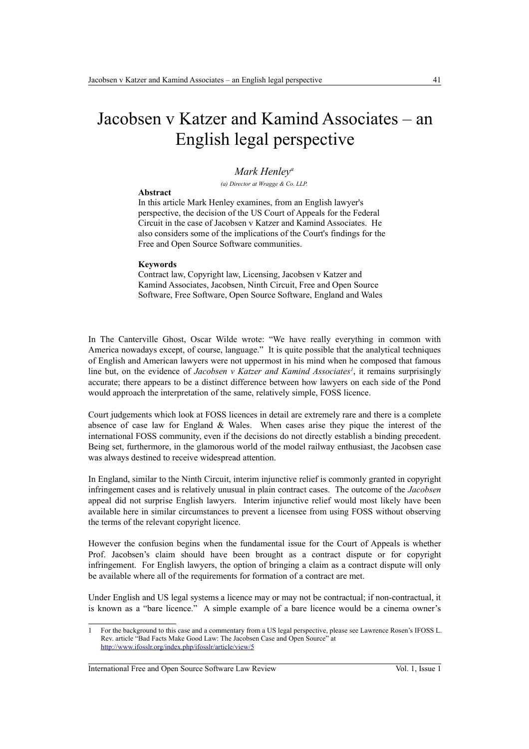# Jacobsen v Katzer and Kamind Associates – an English legal perspective

*Mark Henley*[a]

*(a) Director at Wragge & Co. LLP.*

**Abstract**

In this article Mark Henley examines, from an English lawyer's perspective, the decision of the US Court of Appeals for the Federal Circuit in the case of Jacobsen v Katzer and Kamind Associates. He also considers some of the implications of the Court's findings for the Free and Open Source Software communities.

**Keywords**

Contract law, Copyright law, Licensing, Jacobsen v Katzer and Kamind Associates, Jacobsen, Ninth Circuit, Free and Open Source Software, Free Software, Open Source Software, England and Wales

In The Canterville Ghost, Oscar Wilde wrote: "We have really everything in common with America nowadays except, of course, language." It is quite possible that the analytical techniques of English and American lawyers were not uppermost in his mind when he composed that famous line but, on the evidence of *Jacobsen v Katzer and Kamind Associates*[1], it remains surprisingly accurate; there appears to be a distinct difference between how lawyers on each side of the Pond would approach the interpretation of the same, relatively simple, FOSS licence.

Court judgements which look at FOSS licences in detail are extremely rare and there is a complete absence of case law for England & Wales. When cases arise they pique the interest of the international FOSS community, even if the decisions do not directly establish a binding precedent. Being set, furthermore, in the glamorous world of the model railway enthusiast, the Jacobsen case was always destined to receive widespread attention.

In England, similar to the Ninth Circuit, interim injunctive relief is commonly granted in copyright infringement cases and is relatively unusual in plain contract cases. The outcome of the *Jacobsen* appeal did not surprise English lawyers. Interim injunctive relief would most likely have been available here in similar circumstances to prevent a licensee from using FOSS without observing the terms of the relevant copyright licence.

However the confusion begins when the fundamental issue for the Court of Appeals is whether Prof. Jacobsen's claim should have been brought as a contract dispute or for copyright infringement. For English lawyers, the option of bringing a claim as a contract dispute will only be available where all of the requirements for formation of a contract are met.

Under English and US legal systems a licence may or may not be contractual; if non-contractual, it is known as a "bare licence." A simple example of a bare licence would be a cinema owner's

[1] For the background to this case and a commentary from a US legal perspective, please see Lawrence Rosen's IFOSS L. Rev. article "Bad Facts Make Good Law: The Jacobsen Case and Open Source" at http://www.ifosslr.org/index.php/ifosslr/article/view/5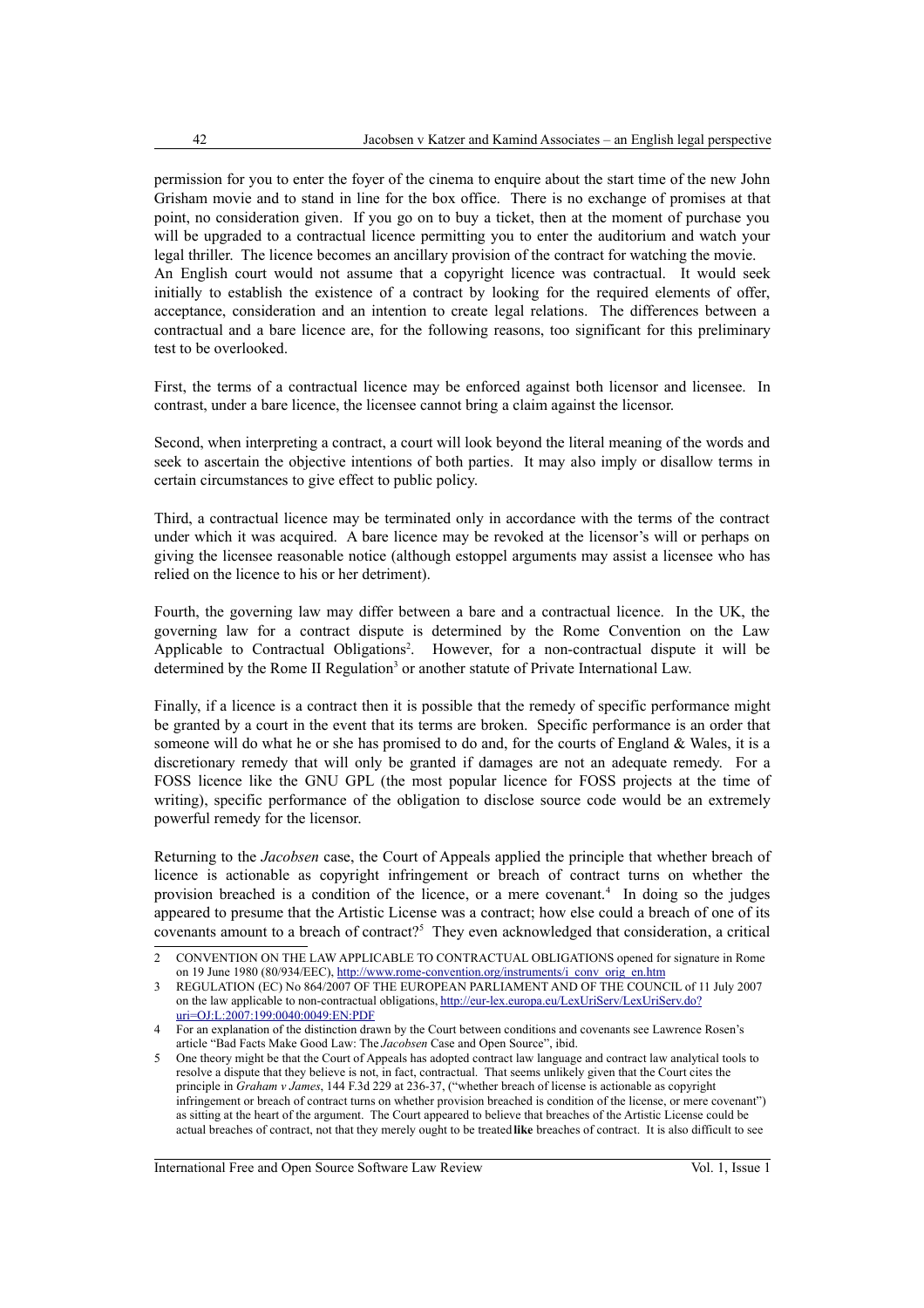permission for you to enter the foyer of the cinema to enquire about the start time of the new John Grisham movie and to stand in line for the box office. There is no exchange of promises at that point, no consideration given. If you go on to buy a ticket, then at the moment of purchase you will be upgraded to a contractual licence permitting you to enter the auditorium and watch your legal thriller. The licence becomes an ancillary provision of the contract for watching the movie.
An English court would not assume that a copyright licence was contractual. It would seek initially to establish the existence of a contract by looking for the required elements of offer, acceptance, consideration and an intention to create legal relations. The differences between a contractual and a bare licence are, for the following reasons, too significant for this preliminary test to be overlooked.

First, the terms of a contractual licence may be enforced against both licensor and licensee. In contrast, under a bare licence, the licensee cannot bring a claim against the licensor.

Second, when interpreting a contract, a court will look beyond the literal meaning of the words and seek to ascertain the objective intentions of both parties. It may also imply or disallow terms in certain circumstances to give effect to public policy.

Third, a contractual licence may be terminated only in accordance with the terms of the contract under which it was acquired. A bare licence may be revoked at the licensor's will or perhaps on giving the licensee reasonable notice (although estoppel arguments may assist a licensee who has relied on the licence to his or her detriment).

Fourth, the governing law may differ between a bare and a contractual licence. In the UK, the governing law for a contract dispute is determined by the Rome Convention on the Law Applicable to Contractual Obligations[2]. However, for a non-contractual dispute it will be determined by the Rome II Regulation[3] or another statute of Private International Law.

Finally, if a licence is a contract then it is possible that the remedy of specific performance might be granted by a court in the event that its terms are broken. Specific performance is an order that someone will do what he or she has promised to do and, for the courts of England & Wales, it is a discretionary remedy that will only be granted if damages are not an adequate remedy. For a FOSS licence like the GNU GPL (the most popular licence for FOSS projects at the time of writing), specific performance of the obligation to disclose source code would be an extremely powerful remedy for the licensor.

Returning to the *Jacobsen* case, the Court of Appeals applied the principle that whether breach of licence is actionable as copyright infringement or breach of contract turns on whether the provision breached is a condition of the licence, or a mere covenant.[4] In doing so the judges appeared to presume that the Artistic License was a contract; how else could a breach of one of its covenants amount to a breach of contract?[5] They even acknowledged that consideration, a critical

---

2 CONVENTION ON THE LAW APPLICABLE TO CONTRACTUAL OBLIGATIONS opened for signature in Rome on 19 June 1980 (80/934/EEC), http://www.rome-convention.org/instruments/i_conv_orig_en.htm

3 REGULATION (EC) No 864/2007 OF THE EUROPEAN PARLIAMENT AND OF THE COUNCIL of 11 July 2007 on the law applicable to non-contractual obligations, http://eur-lex.europa.eu/LexUriServ/LexUriServ.do?uri=OJ:L:2007:199:0040:0049:EN:PDF

4 For an explanation of the distinction drawn by the Court between conditions and covenants see Lawrence Rosen's article "Bad Facts Make Good Law: The *Jacobsen* Case and Open Source", ibid.

5 One theory might be that the Court of Appeals has adopted contract law language and contract law analytical tools to resolve a dispute that they believe is not, in fact, contractual. That seems unlikely given that the Court cites the principle in *Graham v James*, 144 F.3d 229 at 236-37, ("whether breach of license is actionable as copyright infringement or breach of contract turns on whether provision breached is condition of the license, or mere covenant") as sitting at the heart of the argument. The Court appeared to believe that breaches of the Artistic License could be actual breaches of contract, not that they merely ought to be treated **like** breaches of contract. It is also difficult to see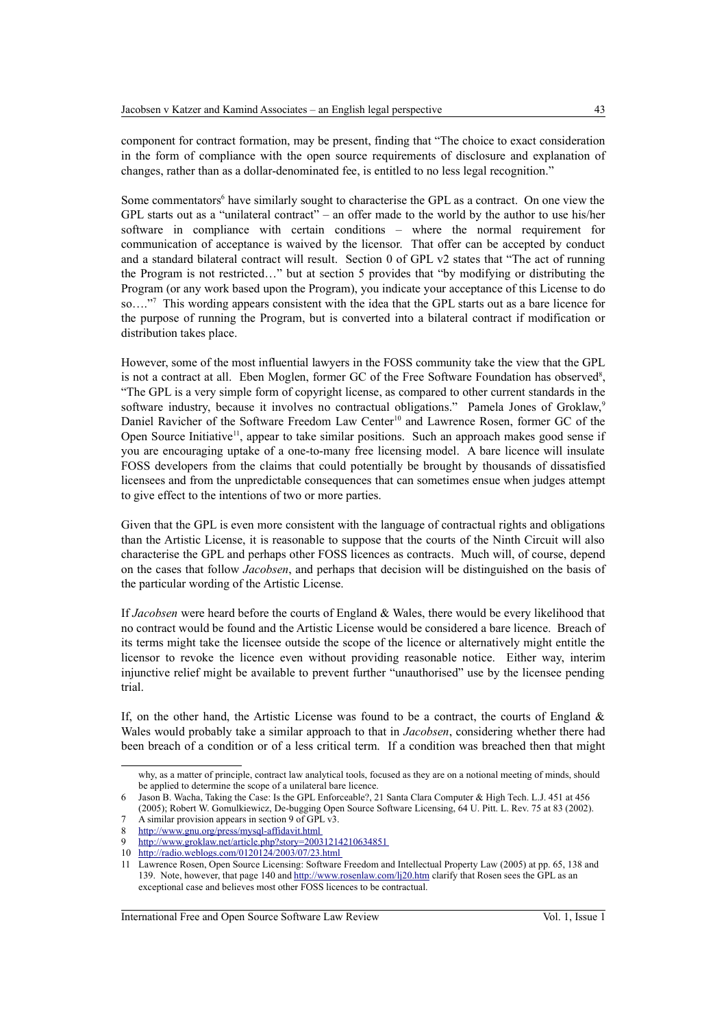component for contract formation, may be present, finding that "The choice to exact consideration in the form of compliance with the open source requirements of disclosure and explanation of changes, rather than as a dollar-denominated fee, is entitled to no less legal recognition."

Some commentators[6] have similarly sought to characterise the GPL as a contract. On one view the GPL starts out as a "unilateral contract" – an offer made to the world by the author to use his/her software in compliance with certain conditions – where the normal requirement for communication of acceptance is waived by the licensor. That offer can be accepted by conduct and a standard bilateral contract will result. Section 0 of GPL v2 states that "The act of running the Program is not restricted…" but at section 5 provides that "by modifying or distributing the Program (or any work based upon the Program), you indicate your acceptance of this License to do so…."[7] This wording appears consistent with the idea that the GPL starts out as a bare licence for the purpose of running the Program, but is converted into a bilateral contract if modification or distribution takes place.

However, some of the most influential lawyers in the FOSS community take the view that the GPL is not a contract at all. Eben Moglen, former GC of the Free Software Foundation has observed[8], "The GPL is a very simple form of copyright license, as compared to other current standards in the software industry, because it involves no contractual obligations." Pamela Jones of Groklaw,[9] Daniel Ravicher of the Software Freedom Law Center[10] and Lawrence Rosen, former GC of the Open Source Initiative[11], appear to take similar positions. Such an approach makes good sense if you are encouraging uptake of a one-to-many free licensing model. A bare licence will insulate FOSS developers from the claims that could potentially be brought by thousands of dissatisfied licensees and from the unpredictable consequences that can sometimes ensue when judges attempt to give effect to the intentions of two or more parties.

Given that the GPL is even more consistent with the language of contractual rights and obligations than the Artistic License, it is reasonable to suppose that the courts of the Ninth Circuit will also characterise the GPL and perhaps other FOSS licences as contracts. Much will, of course, depend on the cases that follow *Jacobsen*, and perhaps that decision will be distinguished on the basis of the particular wording of the Artistic License.

If *Jacobsen* were heard before the courts of England & Wales, there would be every likelihood that no contract would be found and the Artistic License would be considered a bare licence. Breach of its terms might take the licensee outside the scope of the licence or alternatively might entitle the licensor to revoke the licence even without providing reasonable notice. Either way, interim injunctive relief might be available to prevent further "unauthorised" use by the licensee pending trial.

If, on the other hand, the Artistic License was found to be a contract, the courts of England & Wales would probably take a similar approach to that in *Jacobsen*, considering whether there had been breach of a condition or of a less critical term. If a condition was breached then that might

---

why, as a matter of principle, contract law analytical tools, focused as they are on a notional meeting of minds, should be applied to determine the scope of a unilateral bare licence.

6 Jason B. Wacha, Taking the Case: Is the GPL Enforceable?, 21 Santa Clara Computer & High Tech. L.J. 451 at 456 (2005); Robert W. Gomulkiewicz, De-bugging Open Source Software Licensing, 64 U. Pitt. L. Rev. 75 at 83 (2002).

7 A similar provision appears in section 9 of GPL v3.

8 http://www.gnu.org/press/mysql-affidavit.html

9 http://www.groklaw.net/article.php?story=20031214210634851

10 http://radio.weblogs.com/0120124/2003/07/23.html

11 Lawrence Rosen, Open Source Licensing: Software Freedom and Intellectual Property Law (2005) at pp. 65, 138 and 139. Note, however, that page 140 and http://www.rosenlaw.com/lj20.htm clarify that Rosen sees the GPL as an exceptional case and believes most other FOSS licences to be contractual.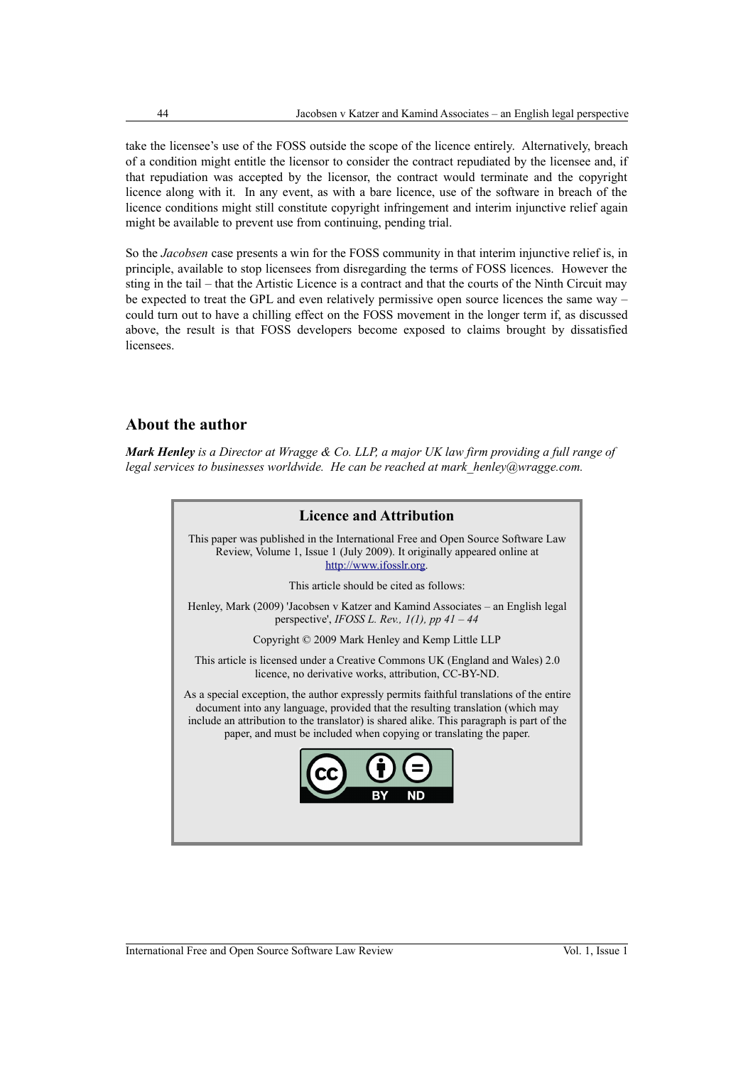take the licensee's use of the FOSS outside the scope of the licence entirely. Alternatively, breach of a condition might entitle the licensor to consider the contract repudiated by the licensee and, if that repudiation was accepted by the licensor, the contract would terminate and the copyright licence along with it. In any event, as with a bare licence, use of the software in breach of the licence conditions might still constitute copyright infringement and interim injunctive relief again might be available to prevent use from continuing, pending trial.

So the *Jacobsen* case presents a win for the FOSS community in that interim injunctive relief is, in principle, available to stop licensees from disregarding the terms of FOSS licences. However the sting in the tail – that the Artistic Licence is a contract and that the courts of the Ninth Circuit may be expected to treat the GPL and even relatively permissive open source licences the same way – could turn out to have a chilling effect on the FOSS movement in the longer term if, as discussed above, the result is that FOSS developers become exposed to claims brought by dissatisfied licensees.

## About the author

***Mark Henley*** *is a Director at Wragge & Co. LLP, a major UK law firm providing a full range of legal services to businesses worldwide. He can be reached at mark_henley@wragge.com.*

### Licence and Attribution

This paper was published in the International Free and Open Source Software Law Review, Volume 1, Issue 1 (July 2009). It originally appeared online at http://www.ifosslr.org.

This article should be cited as follows:

Henley, Mark (2009) 'Jacobsen v Katzer and Kamind Associates – an English legal perspective', *IFOSS L. Rev., 1(1), pp 41 – 44*

Copyright © 2009 Mark Henley and Kemp Little LLP

This article is licensed under a Creative Commons UK (England and Wales) 2.0 licence, no derivative works, attribution, CC-BY-ND.

As a special exception, the author expressly permits faithful translations of the entire document into any language, provided that the resulting translation (which may include an attribution to the translator) is shared alike. This paragraph is part of the paper, and must be included when copying or translating the paper.